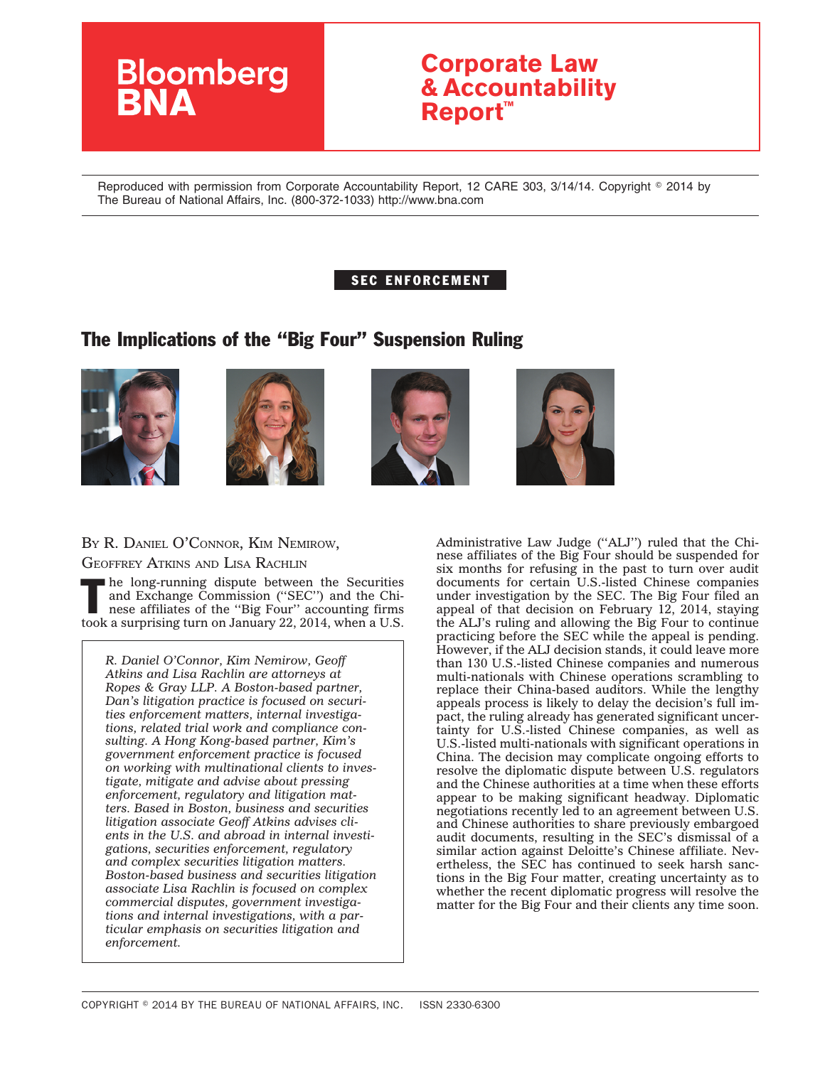Bloomberg BNA

**Corporate Law & Accountability Report™**

Reproduced with permission from Corporate Accountability Report, 12 CARE 303, 3/14/14. Copyright © 2014 by The Bureau of National Affairs, Inc. (800-372-1033) http://www.bna.com

**SEC ENFORCEMENT**

# The Implications of the "Big Four" Suspension Ruling

BY R. DANIEL O'CONNOR, KIM NEMIROW, GEOFFREY ATKINS AND LISA RACHLIN

*R. Daniel O'Connor, Kim Nemirow, Geoff Atkins and Lisa Rachlin are attorneys at Ropes & Gray LLP. A Boston-based partner, Dan's litigation practice is focused on securities enforcement matters, internal investigations, related trial work and compliance consulting. A Hong Kong-based partner, Kim's government enforcement practice is focused on working with multinational clients to investigate, mitigate and advise about pressing enforcement, regulatory and litigation matters. Based in Boston, business and securities litigation associate Geoff Atkins advises clients in the U.S. and abroad in internal investigations, securities enforcement, regulatory and complex securities litigation matters. Boston-based business and securities litigation associate Lisa Rachlin is focused on complex commercial disputes, government investigations and internal investigations, with a particular emphasis on securities litigation and enforcement.*

The long-running dispute between the Securities and Exchange Commission ("SEC") and the Chinese affiliates of the "Big Four" accounting firms took a surprising turn on January 22, 2014, when a U.S. Administrative Law Judge ("ALJ") ruled that the Chinese affiliates of the Big Four should be suspended for six months for refusing in the past to turn over audit documents for certain U.S.-listed Chinese companies under investigation by the SEC. The Big Four filed an appeal of that decision on February 12, 2014, staying the ALJ's ruling and allowing the Big Four to continue practicing before the SEC while the appeal is pending. However, if the ALJ decision stands, it could leave more than 130 U.S.-listed Chinese companies and numerous multi-nationals with Chinese operations scrambling to replace their China-based auditors. While the lengthy appeals process is likely to delay the decision's full impact, the ruling already has generated significant uncertainty for U.S.-listed Chinese companies, as well as U.S.-listed multi-nationals with significant operations in China. The decision may complicate ongoing efforts to resolve the diplomatic dispute between U.S. regulators and the Chinese authorities at a time when these efforts appear to be making significant headway. Diplomatic negotiations recently led to an agreement between U.S. and Chinese authorities to share previously embargoed audit documents, resulting in the SEC's dismissal of a similar action against Deloitte's Chinese affiliate. Nevertheless, the SEC has continued to seek harsh sanctions in the Big Four matter, creating uncertainty as to whether the recent diplomatic progress will resolve the matter for the Big Four and their clients any time soon.

COPYRIGHT © 2014 BY THE BUREAU OF NATIONAL AFFAIRS, INC. ISSN 2330-6300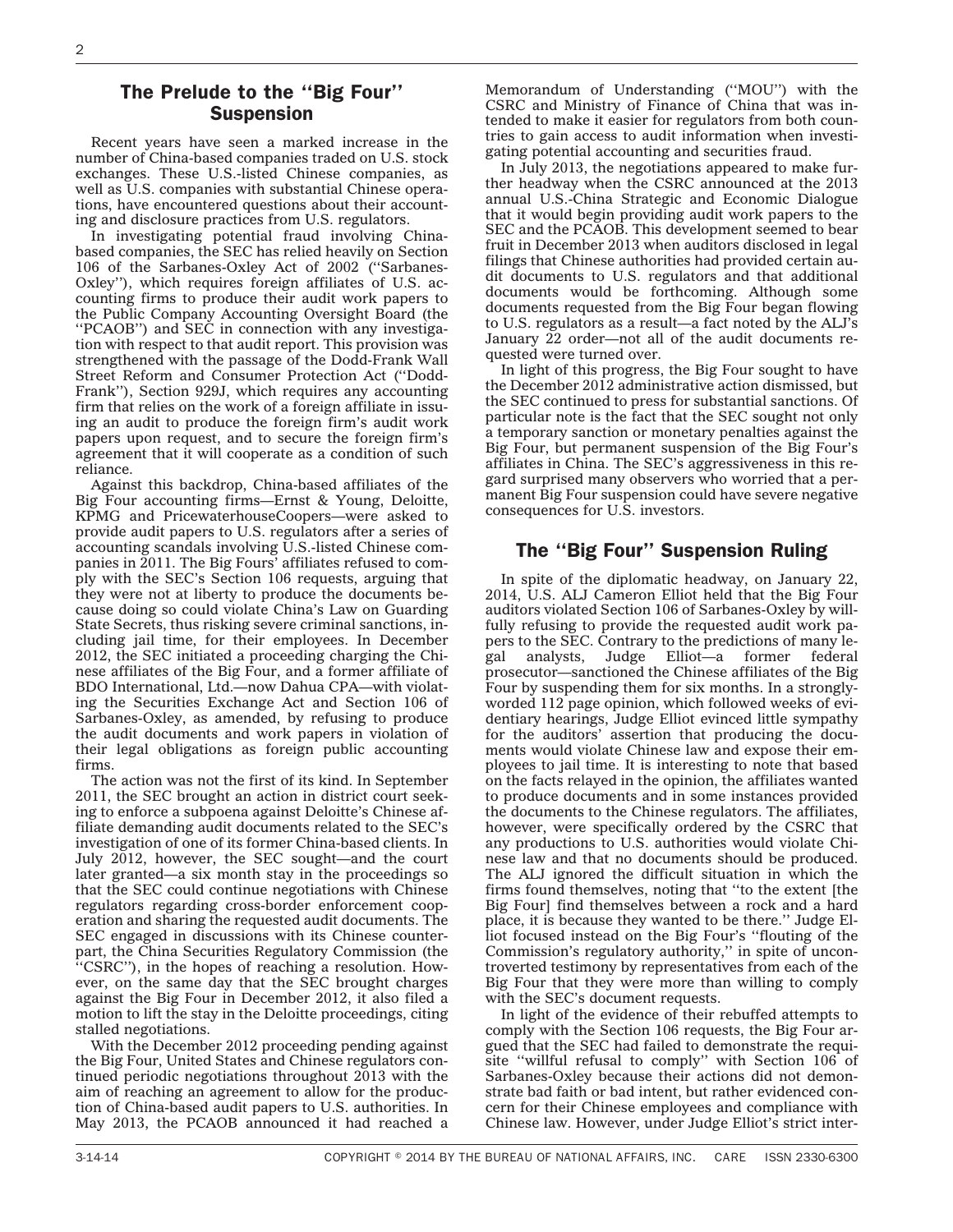## The Prelude to the ''Big Four'' Suspension

Recent years have seen a marked increase in the number of China-based companies traded on U.S. stock exchanges. These U.S.-listed Chinese companies, as well as U.S. companies with substantial Chinese operations, have encountered questions about their accounting and disclosure practices from U.S. regulators.

In investigating potential fraud involving China-based companies, the SEC has relied heavily on Section 106 of the Sarbanes-Oxley Act of 2002 (''Sarbanes-Oxley''), which requires foreign affiliates of U.S. accounting firms to produce their audit work papers to the Public Company Accounting Oversight Board (the ''PCAOB'') and SEC in connection with any investigation with respect to that audit report. This provision was strengthened with the passage of the Dodd-Frank Wall Street Reform and Consumer Protection Act (''Dodd-Frank''), Section 929J, which requires any accounting firm that relies on the work of a foreign affiliate in issuing an audit to produce the foreign firm's audit work papers upon request, and to secure the foreign firm's agreement that it will cooperate as a condition of such reliance.

Against this backdrop, China-based affiliates of the Big Four accounting firms—Ernst & Young, Deloitte, KPMG and PricewaterhouseCoopers—were asked to provide audit papers to U.S. regulators after a series of accounting scandals involving U.S.-listed Chinese companies in 2011. The Big Fours' affiliates refused to comply with the SEC's Section 106 requests, arguing that they were not at liberty to produce the documents because doing so could violate China's Law on Guarding State Secrets, thus risking severe criminal sanctions, including jail time, for their employees. In December 2012, the SEC initiated a proceeding charging the Chinese affiliates of the Big Four, and a former affiliate of BDO International, Ltd.—now Dahua CPA—with violating the Securities Exchange Act and Section 106 of Sarbanes-Oxley, as amended, by refusing to produce the audit documents and work papers in violation of their legal obligations as foreign public accounting firms.

The action was not the first of its kind. In September 2011, the SEC brought an action in district court seeking to enforce a subpoena against Deloitte's Chinese affiliate demanding audit documents related to the SEC's investigation of one of its former China-based clients. In July 2012, however, the SEC sought—and the court later granted—a six month stay in the proceedings so that the SEC could continue negotiations with Chinese regulators regarding cross-border enforcement cooperation and sharing the requested audit documents. The SEC engaged in discussions with its Chinese counterpart, the China Securities Regulatory Commission (the ''CSRC''), in the hopes of reaching a resolution. However, on the same day that the SEC brought charges against the Big Four in December 2012, it also filed a motion to lift the stay in the Deloitte proceedings, citing stalled negotiations.

With the December 2012 proceeding pending against the Big Four, United States and Chinese regulators continued periodic negotiations throughout 2013 with the aim of reaching an agreement to allow for the production of China-based audit papers to U.S. authorities. In May 2013, the PCAOB announced it had reached a Memorandum of Understanding (''MOU'') with the CSRC and Ministry of Finance of China that was intended to make it easier for regulators from both countries to gain access to audit information when investigating potential accounting and securities fraud.

In July 2013, the negotiations appeared to make further headway when the CSRC announced at the 2013 annual U.S.-China Strategic and Economic Dialogue that it would begin providing audit work papers to the SEC and the PCAOB. This development seemed to bear fruit in December 2013 when auditors disclosed in legal filings that Chinese authorities had provided certain audit documents to U.S. regulators and that additional documents would be forthcoming. Although some documents requested from the Big Four began flowing to U.S. regulators as a result—a fact noted by the ALJ's January 22 order—not all of the audit documents requested were turned over.

In light of this progress, the Big Four sought to have the December 2012 administrative action dismissed, but the SEC continued to press for substantial sanctions. Of particular note is the fact that the SEC sought not only a temporary sanction or monetary penalties against the Big Four, but permanent suspension of the Big Four's affiliates in China. The SEC's aggressiveness in this regard surprised many observers who worried that a permanent Big Four suspension could have severe negative consequences for U.S. investors.

## The ''Big Four'' Suspension Ruling

In spite of the diplomatic headway, on January 22, 2014, U.S. ALJ Cameron Elliot held that the Big Four auditors violated Section 106 of Sarbanes-Oxley by willfully refusing to provide the requested audit work papers to the SEC. Contrary to the predictions of many legal analysts, Judge Elliot—a former federal prosecutor—sanctioned the Chinese affiliates of the Big Four by suspending them for six months. In a strongly-worded 112 page opinion, which followed weeks of evidentiary hearings, Judge Elliot evinced little sympathy for the auditors' assertion that producing the documents would violate Chinese law and expose their employees to jail time. It is interesting to note that based on the facts relayed in the opinion, the affiliates wanted to produce documents and in some instances provided the documents to the Chinese regulators. The affiliates, however, were specifically ordered by the CSRC that any productions to U.S. authorities would violate Chinese law and that no documents should be produced. The ALJ ignored the difficult situation in which the firms found themselves, noting that ''to the extent [the Big Four] find themselves between a rock and a hard place, it is because they wanted to be there.'' Judge Elliot focused instead on the Big Four's ''flouting of the Commission's regulatory authority,'' in spite of uncontroverted testimony by representatives from each of the Big Four that they were more than willing to comply with the SEC's document requests.

In light of the evidence of their rebuffed attempts to comply with the Section 106 requests, the Big Four argued that the SEC had failed to demonstrate the requisite ''willful refusal to comply'' with Section 106 of Sarbanes-Oxley because their actions did not demonstrate bad faith or bad intent, but rather evidenced concern for their Chinese employees and compliance with Chinese law. However, under Judge Elliot's strict inter-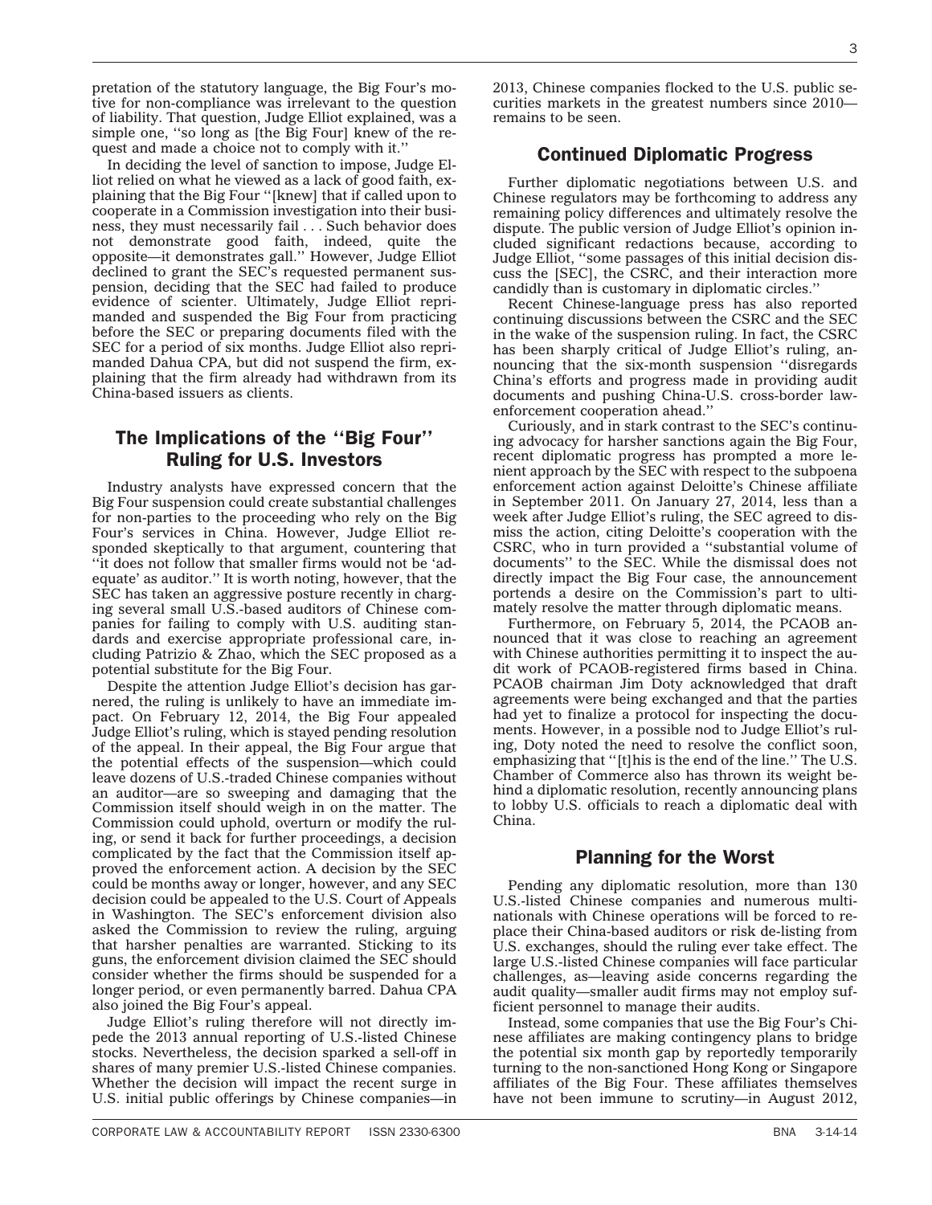pretation of the statutory language, the Big Four's motive for non-compliance was irrelevant to the question of liability. That question, Judge Elliot explained, was a simple one, ''so long as [the Big Four] knew of the request and made a choice not to comply with it.''

In deciding the level of sanction to impose, Judge Elliot relied on what he viewed as a lack of good faith, explaining that the Big Four ''[knew] that if called upon to cooperate in a Commission investigation into their business, they must necessarily fail . . . Such behavior does not demonstrate good faith, indeed, quite the opposite—it demonstrates gall.'' However, Judge Elliot declined to grant the SEC's requested permanent suspension, deciding that the SEC had failed to produce evidence of scienter. Ultimately, Judge Elliot reprimanded and suspended the Big Four from practicing before the SEC or preparing documents filed with the SEC for a period of six months. Judge Elliot also reprimanded Dahua CPA, but did not suspend the firm, explaining that the firm already had withdrawn from its China-based issuers as clients.

## The Implications of the ''Big Four'' Ruling for U.S. Investors

Industry analysts have expressed concern that the Big Four suspension could create substantial challenges for non-parties to the proceeding who rely on the Big Four's services in China. However, Judge Elliot responded skeptically to that argument, countering that ''it does not follow that smaller firms would not be 'adequate' as auditor.'' It is worth noting, however, that the SEC has taken an aggressive posture recently in charging several small U.S.-based auditors of Chinese companies for failing to comply with U.S. auditing standards and exercise appropriate professional care, including Patrizio & Zhao, which the SEC proposed as a potential substitute for the Big Four.

Despite the attention Judge Elliot's decision has garnered, the ruling is unlikely to have an immediate impact. On February 12, 2014, the Big Four appealed Judge Elliot's ruling, which is stayed pending resolution of the appeal. In their appeal, the Big Four argue that the potential effects of the suspension—which could leave dozens of U.S.-traded Chinese companies without an auditor—are so sweeping and damaging that the Commission itself should weigh in on the matter. The Commission could uphold, overturn or modify the ruling, or send it back for further proceedings, a decision complicated by the fact that the Commission itself approved the enforcement action. A decision by the SEC could be months away or longer, however, and any SEC decision could be appealed to the U.S. Court of Appeals in Washington. The SEC's enforcement division also asked the Commission to review the ruling, arguing that harsher penalties are warranted. Sticking to its guns, the enforcement division claimed the SEC should consider whether the firms should be suspended for a longer period, or even permanently barred. Dahua CPA also joined the Big Four's appeal.

Judge Elliot's ruling therefore will not directly impede the 2013 annual reporting of U.S.-listed Chinese stocks. Nevertheless, the decision sparked a sell-off in shares of many premier U.S.-listed Chinese companies. Whether the decision will impact the recent surge in U.S. initial public offerings by Chinese companies—in 2013, Chinese companies flocked to the U.S. public securities markets in the greatest numbers since 2010—remains to be seen.

## Continued Diplomatic Progress

Further diplomatic negotiations between U.S. and Chinese regulators may be forthcoming to address any remaining policy differences and ultimately resolve the dispute. The public version of Judge Elliot's opinion included significant redactions because, according to Judge Elliot, ''some passages of this initial decision discuss the [SEC], the CSRC, and their interaction more candidly than is customary in diplomatic circles.''

Recent Chinese-language press has also reported continuing discussions between the CSRC and the SEC in the wake of the suspension ruling. In fact, the CSRC has been sharply critical of Judge Elliot's ruling, announcing that the six-month suspension ''disregards China's efforts and progress made in providing audit documents and pushing China-U.S. cross-border law-enforcement cooperation ahead.''

Curiously, and in stark contrast to the SEC's continuing advocacy for harsher sanctions again the Big Four, recent diplomatic progress has prompted a more lenient approach by the SEC with respect to the subpoena enforcement action against Deloitte's Chinese affiliate in September 2011. On January 27, 2014, less than a week after Judge Elliot's ruling, the SEC agreed to dismiss the action, citing Deloitte's cooperation with the CSRC, who in turn provided a ''substantial volume of documents'' to the SEC. While the dismissal does not directly impact the Big Four case, the announcement portends a desire on the Commission's part to ultimately resolve the matter through diplomatic means.

Furthermore, on February 5, 2014, the PCAOB announced that it was close to reaching an agreement with Chinese authorities permitting it to inspect the audit work of PCAOB-registered firms based in China. PCAOB chairman Jim Doty acknowledged that draft agreements were being exchanged and that the parties had yet to finalize a protocol for inspecting the documents. However, in a possible nod to Judge Elliot's ruling, Doty noted the need to resolve the conflict soon, emphasizing that ''[t]his is the end of the line.'' The U.S. Chamber of Commerce also has thrown its weight behind a diplomatic resolution, recently announcing plans to lobby U.S. officials to reach a diplomatic deal with China.

## Planning for the Worst

Pending any diplomatic resolution, more than 130 U.S.-listed Chinese companies and numerous multinationals with Chinese operations will be forced to replace their China-based auditors or risk de-listing from U.S. exchanges, should the ruling ever take effect. The large U.S.-listed Chinese companies will face particular challenges, as—leaving aside concerns regarding the audit quality—smaller audit firms may not employ sufficient personnel to manage their audits.

Instead, some companies that use the Big Four's Chinese affiliates are making contingency plans to bridge the potential six month gap by reportedly temporarily turning to the non-sanctioned Hong Kong or Singapore affiliates of the Big Four. These affiliates themselves have not been immune to scrutiny—in August 2012,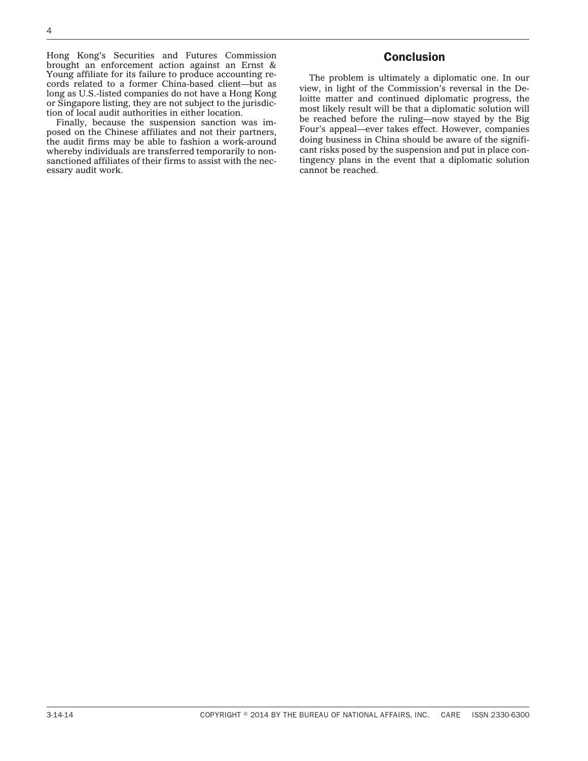Hong Kong's Securities and Futures Commission brought an enforcement action against an Ernst & Young affiliate for its failure to produce accounting records related to a former China-based client—but as long as U.S.-listed companies do not have a Hong Kong or Singapore listing, they are not subject to the jurisdiction of local audit authorities in either location.

Finally, because the suspension sanction was imposed on the Chinese affiliates and not their partners, the audit firms may be able to fashion a work-around whereby individuals are transferred temporarily to non-sanctioned affiliates of their firms to assist with the necessary audit work.

## Conclusion

The problem is ultimately a diplomatic one. In our view, in light of the Commission's reversal in the Deloitte matter and continued diplomatic progress, the most likely result will be that a diplomatic solution will be reached before the ruling—now stayed by the Big Four's appeal—ever takes effect. However, companies doing business in China should be aware of the significant risks posed by the suspension and put in place contingency plans in the event that a diplomatic solution cannot be reached.